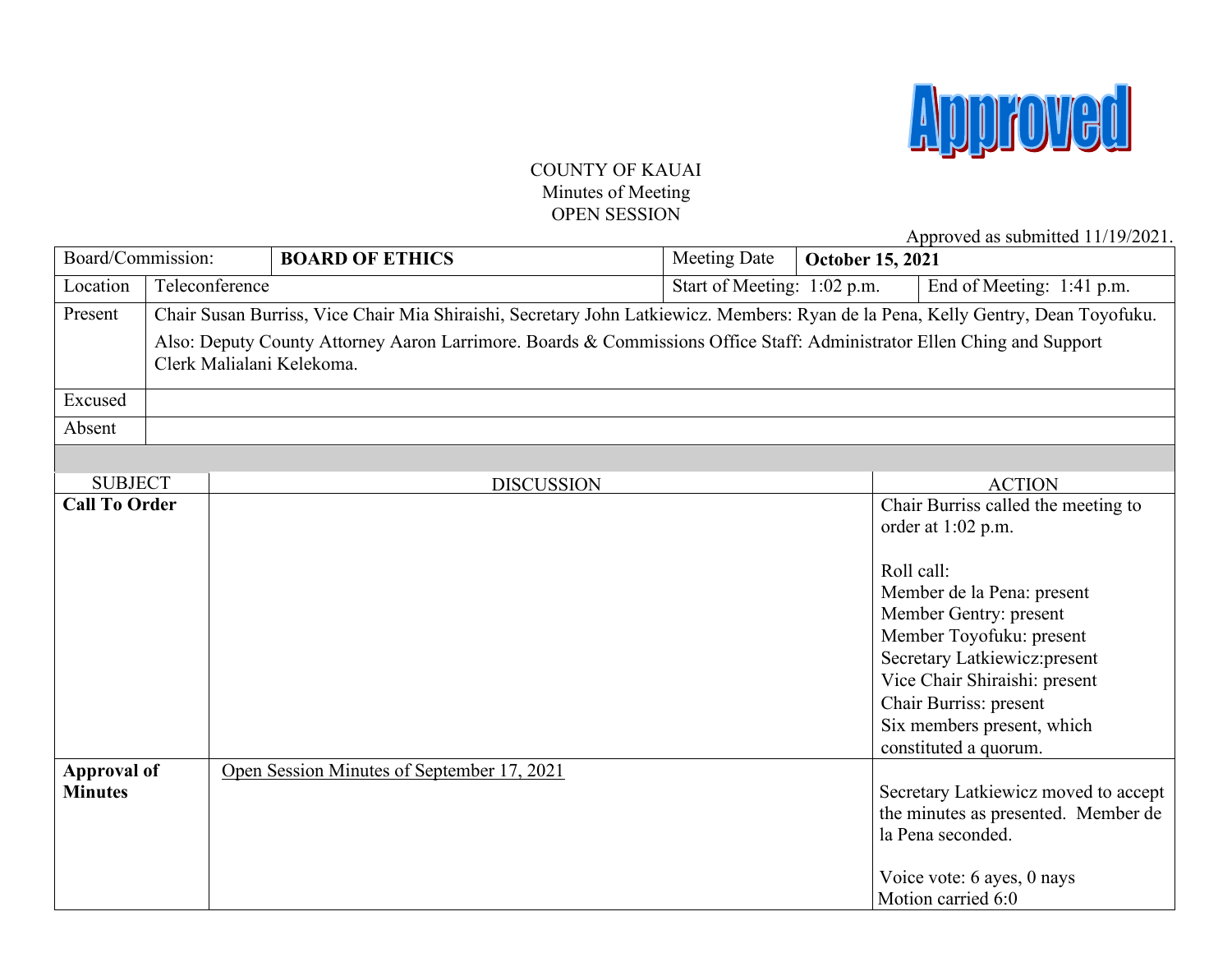**Approved**

COUNTY OF KAUAI
Minutes of Meeting
OPEN SESSION

Approved as submitted 11/19/2021.

| Board/Commission: | **BOARD OF ETHICS** | Meeting Date | **October 15, 2021** |
|---|---|---|---|
| Location | Teleconference | Start of Meeting: 1:02 p.m. | End of Meeting: 1:41 p.m. |
| Present | Chair Susan Burriss, Vice Chair Mia Shiraishi, Secretary John Latkiewicz. Members: Ryan de la Pena, Kelly Gentry, Dean Toyofuku. Also: Deputy County Attorney Aaron Larrimore. Boards & Commissions Office Staff: Administrator Ellen Ching and Support Clerk Malialani Kelekoma. | | |
| Excused | | | |
| Absent | | | |

| SUBJECT | DISCUSSION | ACTION |
|---|---|---|
| **Call To Order** | | Chair Burriss called the meeting to order at 1:02 p.m.<br><br>Roll call:<br>Member de la Pena: present<br>Member Gentry: present<br>Member Toyofuku: present<br>Secretary Latkiewicz:present<br>Vice Chair Shiraishi: present<br>Chair Burriss: present<br>Six members present, which constituted a quorum. |
| **Approval of Minutes** | <u>Open Session Minutes of September 17, 2021</u> | Secretary Latkiewicz moved to accept the minutes as presented. Member de la Pena seconded.<br><br>Voice vote: 6 ayes, 0 nays<br>Motion carried 6:0 |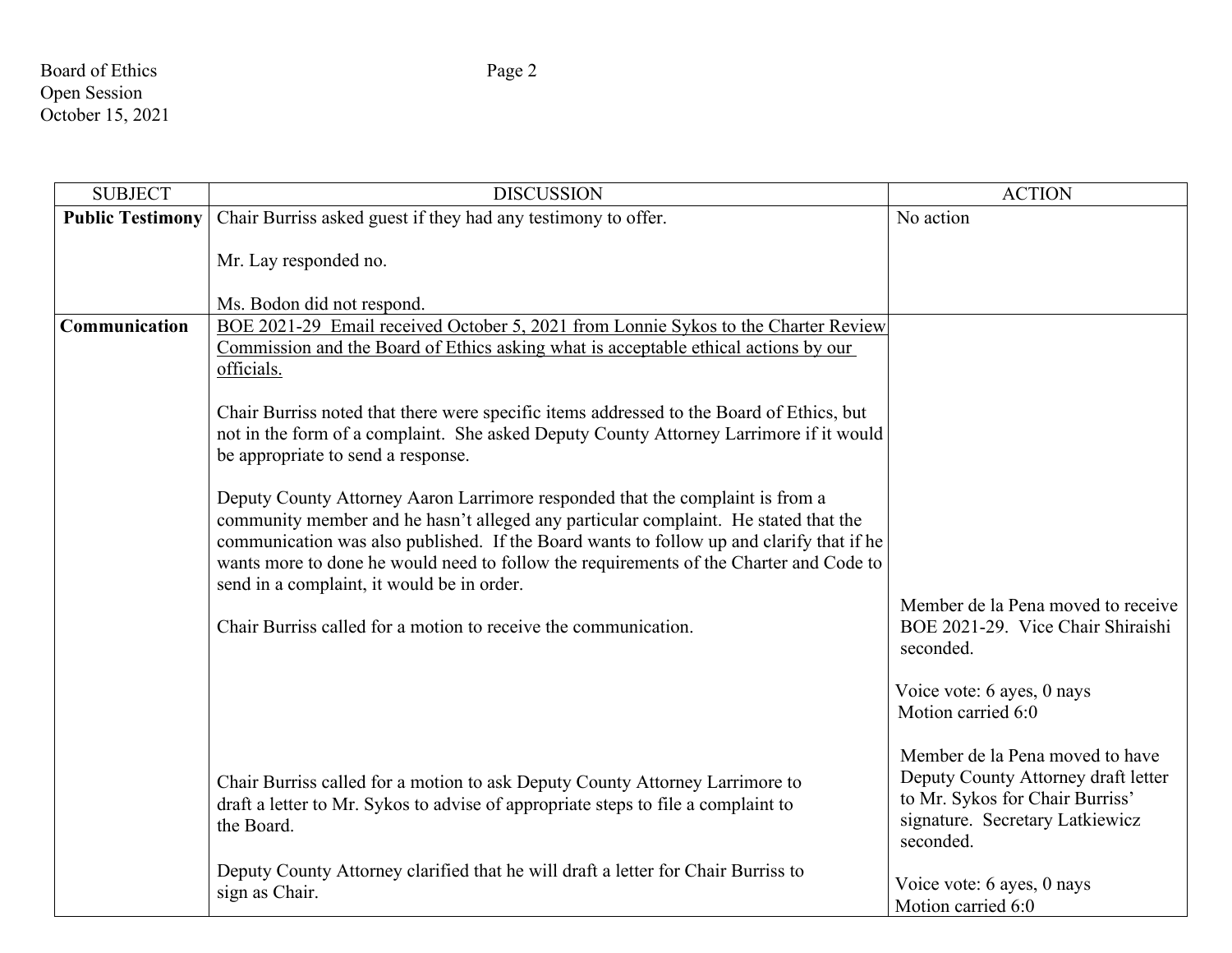| SUBJECT | DISCUSSION | ACTION |
|---|---|---|
| **Public Testimony** | Chair Burriss asked guest if they had any testimony to offer.<br><br>Mr. Lay responded no.<br><br>Ms. Bodon did not respond. | No action |
| **Communication** | <u>BOE 2021-29 Email received October 5, 2021 from Lonnie Sykos to the Charter Review Commission and the Board of Ethics asking what is acceptable ethical actions by our officials.</u><br><br>Chair Burriss noted that there were specific items addressed to the Board of Ethics, but not in the form of a complaint. She asked Deputy County Attorney Larrimore if it would be appropriate to send a response.<br><br>Deputy County Attorney Aaron Larrimore responded that the complaint is from a community member and he hasn't alleged any particular complaint. He stated that the communication was also published. If the Board wants to follow up and clarify that if he wants more to done he would need to follow the requirements of the Charter and Code to send in a complaint, it would be in order.<br><br>Chair Burriss called for a motion to receive the communication. | Member de la Pena moved to receive BOE 2021-29. Vice Chair Shiraishi seconded.<br><br>Voice vote: 6 ayes, 0 nays<br>Motion carried 6:0 |
| | Chair Burriss called for a motion to ask Deputy County Attorney Larrimore to draft a letter to Mr. Sykos to advise of appropriate steps to file a complaint to the Board.<br><br>Deputy County Attorney clarified that he will draft a letter for Chair Burriss to sign as Chair. | Member de la Pena moved to have Deputy County Attorney draft letter to Mr. Sykos for Chair Burriss' signature. Secretary Latkiewicz seconded.<br><br>Voice vote: 6 ayes, 0 nays<br>Motion carried 6:0 |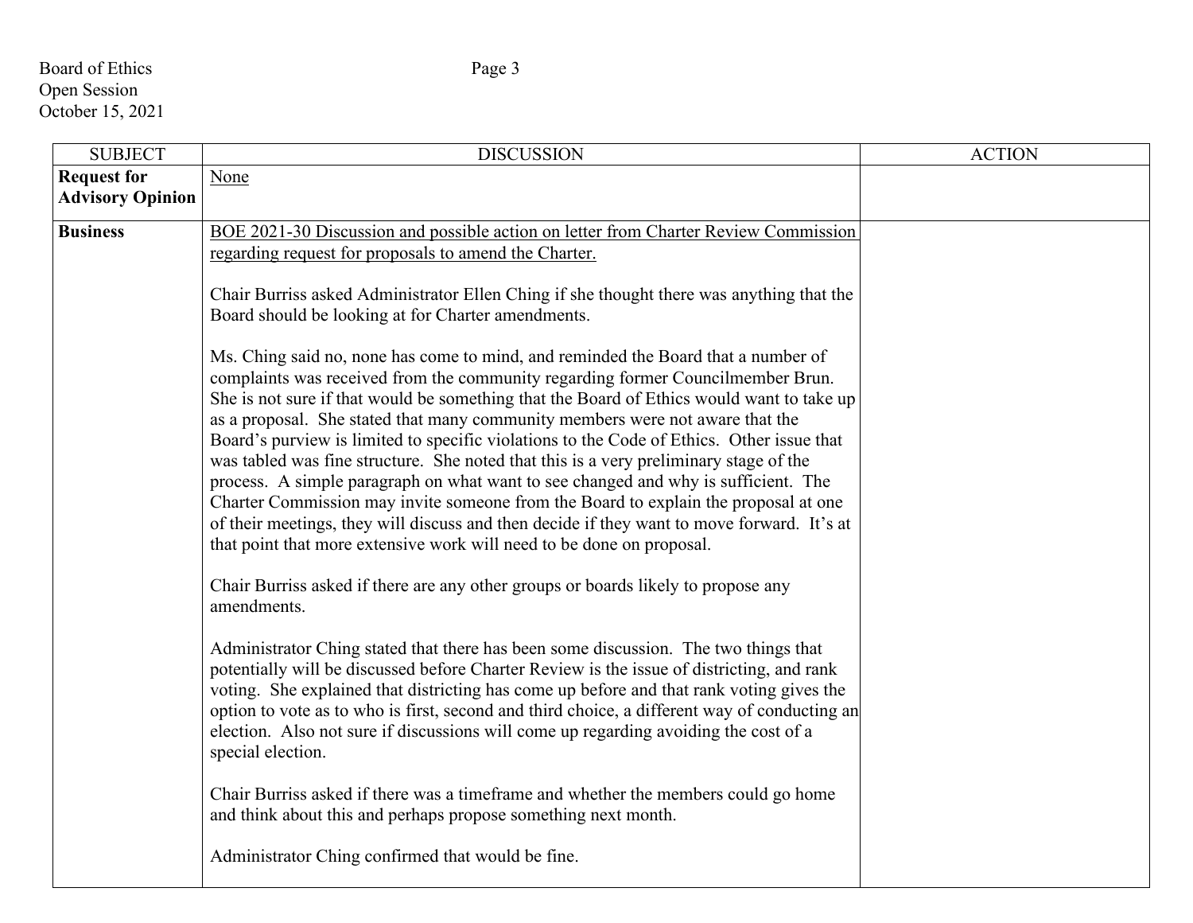| SUBJECT | DISCUSSION | ACTION |
|---|---|---|
| **Request for Advisory Opinion** | None | |
| **Business** | BOE 2021-30 Discussion and possible action on letter from Charter Review Commission regarding request for proposals to amend the Charter.<br><br>Chair Burriss asked Administrator Ellen Ching if she thought there was anything that the Board should be looking at for Charter amendments.<br><br>Ms. Ching said no, none has come to mind, and reminded the Board that a number of complaints was received from the community regarding former Councilmember Brun. She is not sure if that would be something that the Board of Ethics would want to take up as a proposal. She stated that many community members were not aware that the Board's purview is limited to specific violations to the Code of Ethics. Other issue that was tabled was fine structure. She noted that this is a very preliminary stage of the process. A simple paragraph on what want to see changed and why is sufficient. The Charter Commission may invite someone from the Board to explain the proposal at one of their meetings, they will discuss and then decide if they want to move forward. It's at that point that more extensive work will need to be done on proposal.<br><br>Chair Burriss asked if there are any other groups or boards likely to propose any amendments.<br><br>Administrator Ching stated that there has been some discussion. The two things that potentially will be discussed before Charter Review is the issue of districting, and rank voting. She explained that districting has come up before and that rank voting gives the option to vote as to who is first, second and third choice, a different way of conducting an election. Also not sure if discussions will come up regarding avoiding the cost of a special election.<br><br>Chair Burriss asked if there was a timeframe and whether the members could go home and think about this and perhaps propose something next month.<br><br>Administrator Ching confirmed that would be fine. | |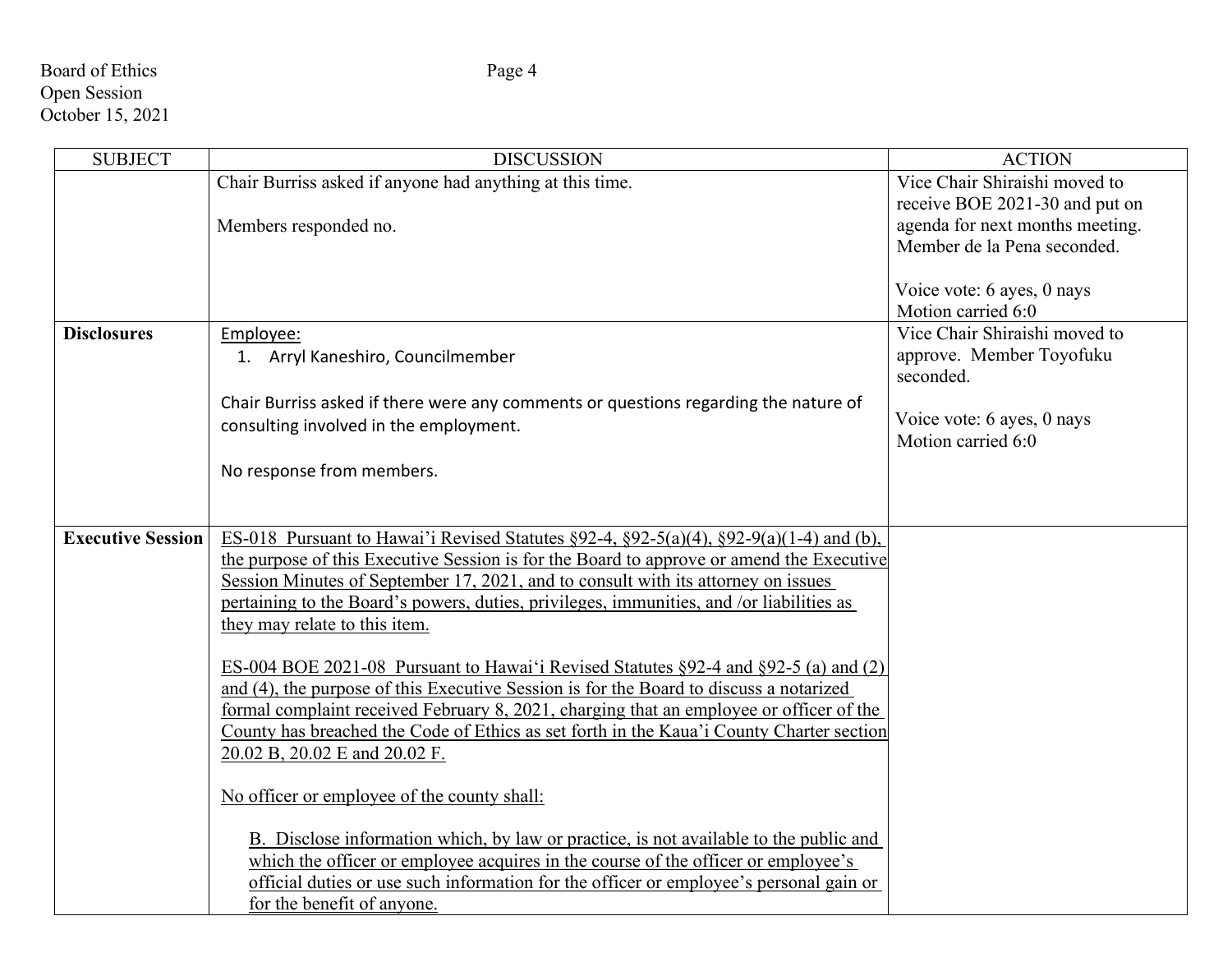Board of Ethics
Open Session
October 15, 2021

| SUBJECT | DISCUSSION | ACTION |
|---|---|---|
| | Chair Burriss asked if anyone had anything at this time.<br><br>Members responded no. | Vice Chair Shiraishi moved to receive BOE 2021-30 and put on agenda for next months meeting. Member de la Pena seconded.<br><br>Voice vote: 6 ayes, 0 nays<br>Motion carried 6:0 |
| **Disclosures** | Employee:<br>1. Arryl Kaneshiro, Councilmember<br><br>Chair Burriss asked if there were any comments or questions regarding the nature of consulting involved in the employment.<br><br>No response from members. | Vice Chair Shiraishi moved to approve. Member Toyofuku seconded.<br><br>Voice vote: 6 ayes, 0 nays<br>Motion carried 6:0 |
| **Executive Session** | ES-018 Pursuant to Hawai'i Revised Statutes §92-4, §92-5(a)(4), §92-9(a)(1-4) and (b), the purpose of this Executive Session is for the Board to approve or amend the Executive Session Minutes of September 17, 2021, and to consult with its attorney on issues pertaining to the Board's powers, duties, privileges, immunities, and /or liabilities as they may relate to this item.<br><br>ES-004 BOE 2021-08 Pursuant to Hawai'i Revised Statutes §92-4 and §92-5 (a) and (2) and (4), the purpose of this Executive Session is for the Board to discuss a notarized formal complaint received February 8, 2021, charging that an employee or officer of the County has breached the Code of Ethics as set forth in the Kaua'i County Charter section 20.02 B, 20.02 E and 20.02 F.<br><br>No officer or employee of the county shall:<br><br>B. Disclose information which, by law or practice, is not available to the public and which the officer or employee acquires in the course of the officer or employee's official duties or use such information for the officer or employee's personal gain or for the benefit of anyone. | |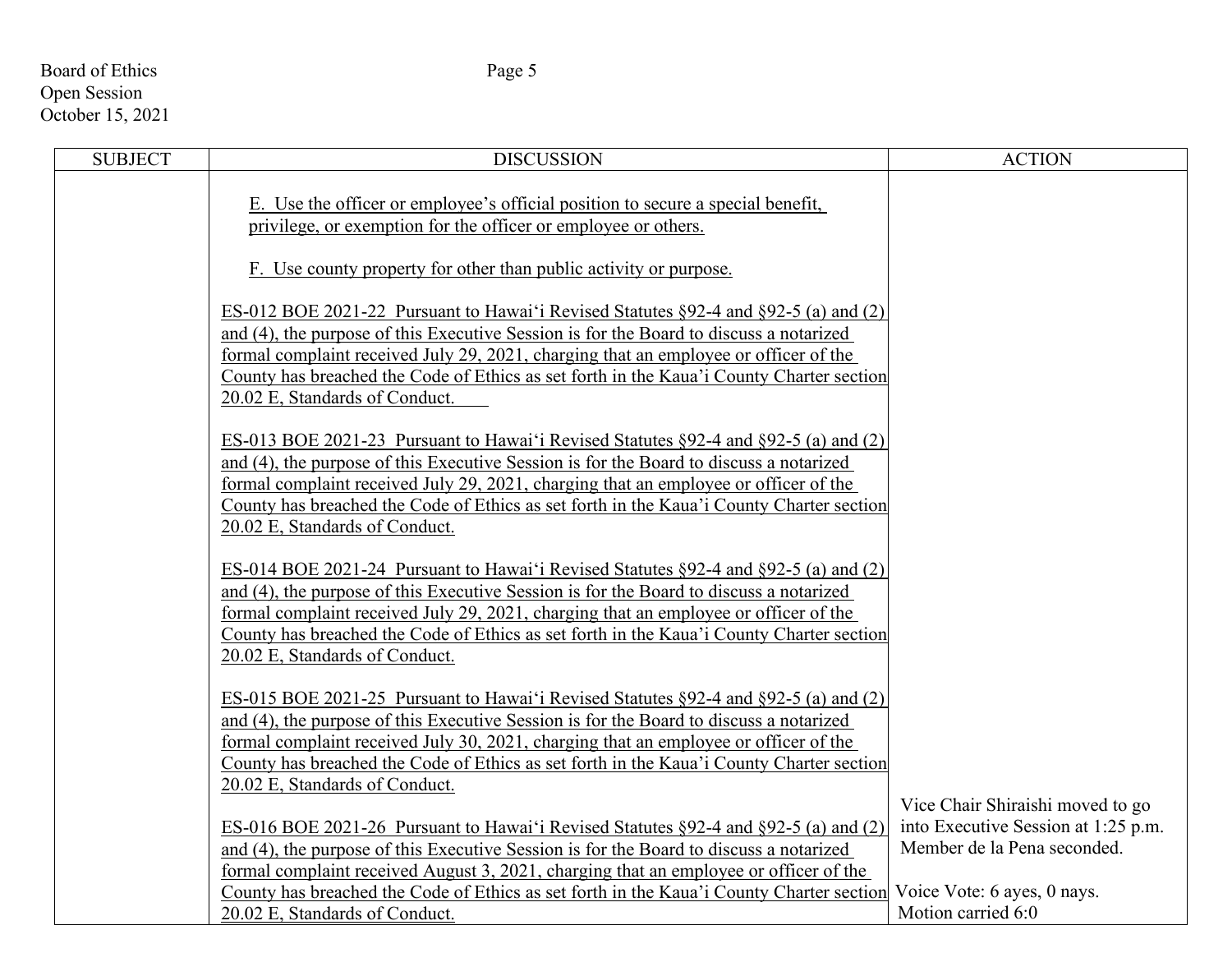| SUBJECT | DISCUSSION | ACTION |
|---|---|---|
| | E. Use the officer or employee's official position to secure a special benefit, privilege, or exemption for the officer or employee or others.<br><br>F. Use county property for other than public activity or purpose.<br><br>ES-012 BOE 2021-22 Pursuant to Hawai'i Revised Statutes §92-4 and §92-5 (a) and (2) and (4), the purpose of this Executive Session is for the Board to discuss a notarized formal complaint received July 29, 2021, charging that an employee or officer of the County has breached the Code of Ethics as set forth in the Kaua'i County Charter section 20.02 E, Standards of Conduct.<br><br>ES-013 BOE 2021-23 Pursuant to Hawai'i Revised Statutes §92-4 and §92-5 (a) and (2) and (4), the purpose of this Executive Session is for the Board to discuss a notarized formal complaint received July 29, 2021, charging that an employee or officer of the County has breached the Code of Ethics as set forth in the Kaua'i County Charter section 20.02 E, Standards of Conduct.<br><br>ES-014 BOE 2021-24 Pursuant to Hawai'i Revised Statutes §92-4 and §92-5 (a) and (2) and (4), the purpose of this Executive Session is for the Board to discuss a notarized formal complaint received July 29, 2021, charging that an employee or officer of the County has breached the Code of Ethics as set forth in the Kaua'i County Charter section 20.02 E, Standards of Conduct.<br><br>ES-015 BOE 2021-25 Pursuant to Hawai'i Revised Statutes §92-4 and §92-5 (a) and (2) and (4), the purpose of this Executive Session is for the Board to discuss a notarized formal complaint received July 30, 2021, charging that an employee or officer of the County has breached the Code of Ethics as set forth in the Kaua'i County Charter section 20.02 E, Standards of Conduct.<br><br>ES-016 BOE 2021-26 Pursuant to Hawai'i Revised Statutes §92-4 and §92-5 (a) and (2) and (4), the purpose of this Executive Session is for the Board to discuss a notarized formal complaint received August 3, 2021, charging that an employee or officer of the County has breached the Code of Ethics as set forth in the Kaua'i County Charter section 20.02 E, Standards of Conduct. | Vice Chair Shiraishi moved to go into Executive Session at 1:25 p.m. Member de la Pena seconded.<br><br>Voice Vote: 6 ayes, 0 nays. Motion carried 6:0 |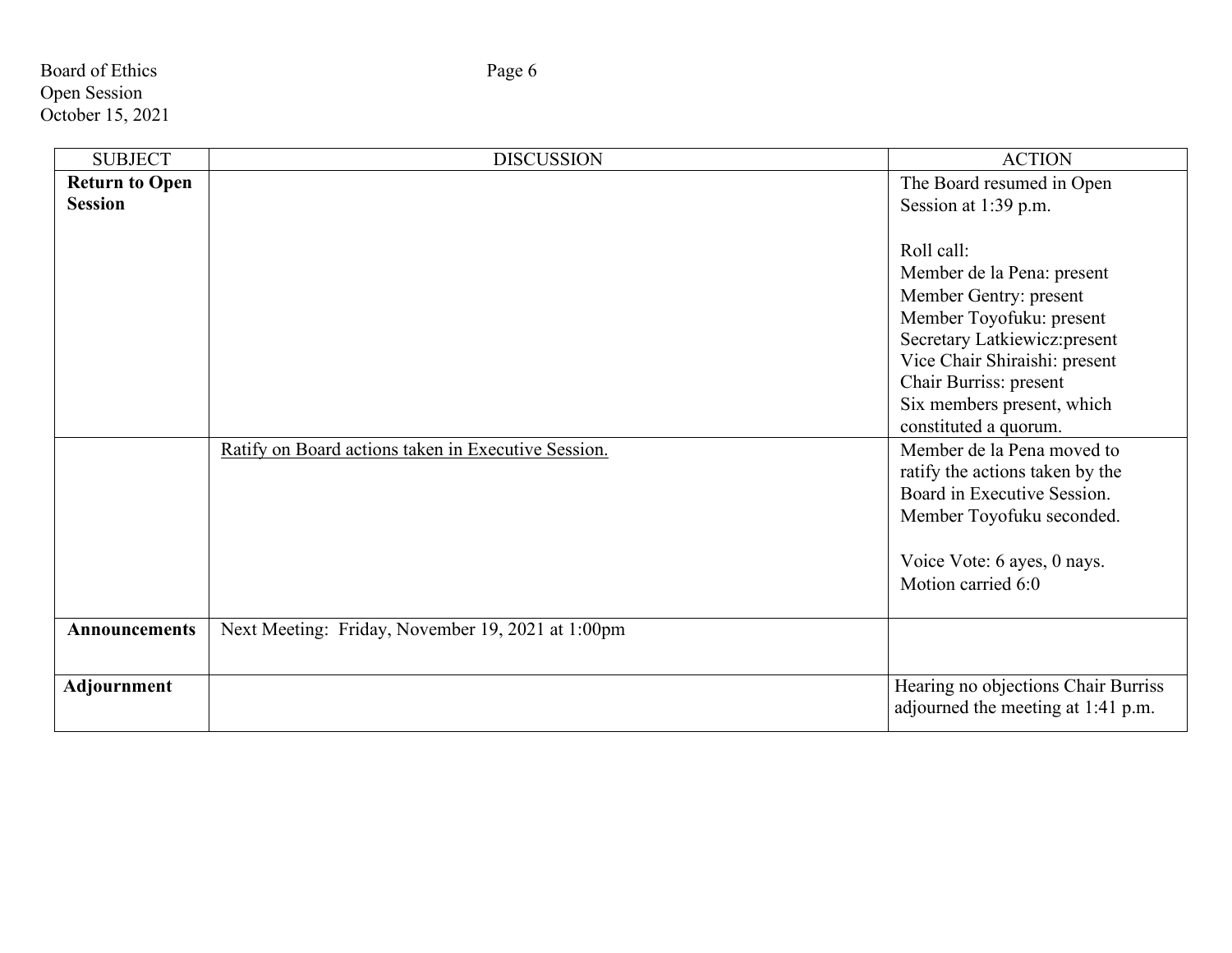| SUBJECT | DISCUSSION | ACTION |
| --- | --- | --- |
| **Return to Open Session** | | The Board resumed in Open Session at 1:39 p.m.<br><br>Roll call:<br>Member de la Pena: present<br>Member Gentry: present<br>Member Toyofuku: present<br>Secretary Latkiewicz:present<br>Vice Chair Shiraishi: present<br>Chair Burriss: present<br>Six members present, which constituted a quorum. |
| | <u>Ratify on Board actions taken in Executive Session.</u> | Member de la Pena moved to ratify the actions taken by the Board in Executive Session. Member Toyofuku seconded.<br><br>Voice Vote: 6 ayes, 0 nays. Motion carried 6:0 |
| **Announcements** | Next Meeting: Friday, November 19, 2021 at 1:00pm | |
| **Adjournment** | | Hearing no objections Chair Burriss adjourned the meeting at 1:41 p.m. |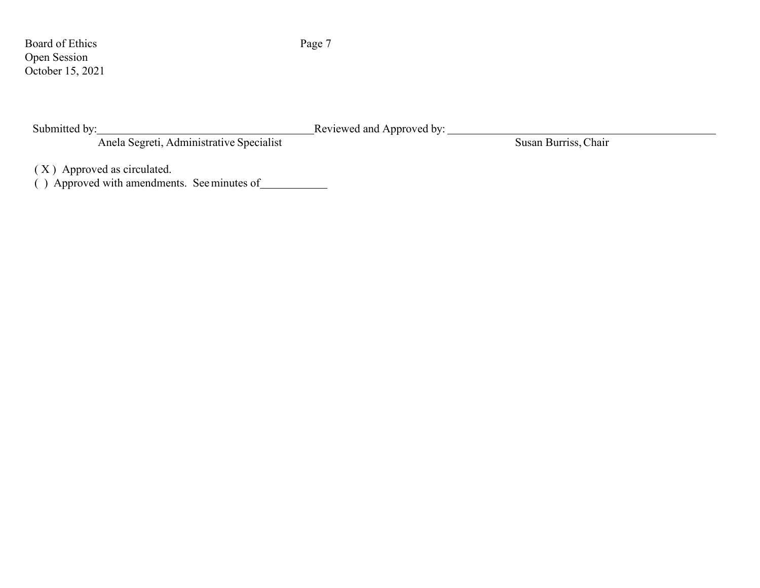Submitted by:\_\_\_\_\_\_\_\_\_\_\_\_\_\_\_\_\_\_\_\_\_\_\_\_\_\_\_\_\_\_\_\_\_\_\_\_ Reviewed and Approved by: \_\_\_\_\_\_\_\_\_\_\_\_\_\_\_\_\_\_\_\_\_\_\_\_\_\_\_\_\_\_\_\_\_\_\_\_

Anela Segreti, Administrative Specialist — Susan Burriss, Chair

( X ) Approved as circulated.

( ) Approved with amendments. See minutes of\_\_\_\_\_\_\_\_\_\_\_